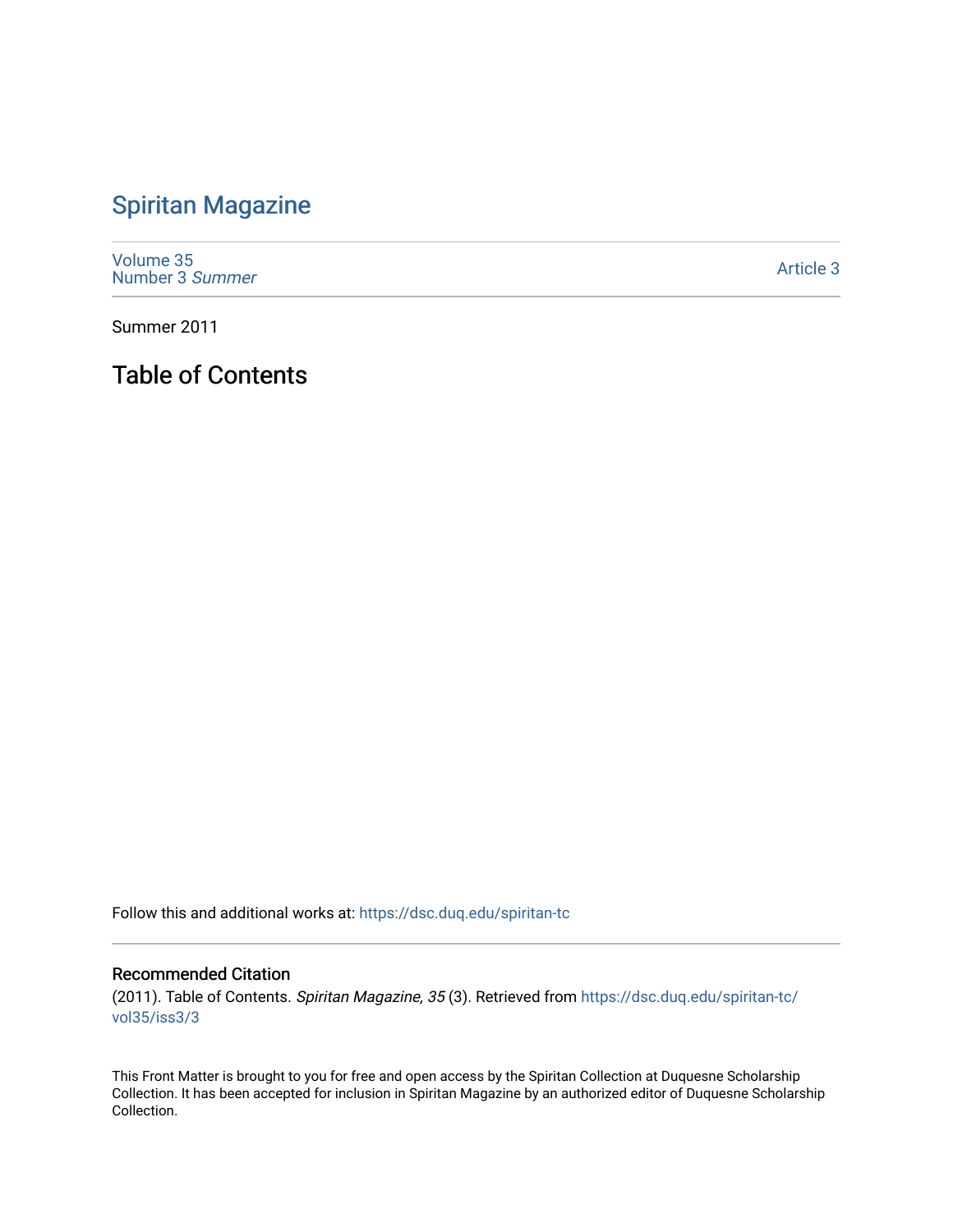# Spiritan Magazine

Volume 35
Number 3 *Summer*

Article 3

Summer 2011

## Table of Contents

Follow this and additional works at: https://dsc.duq.edu/spiritan-tc

### Recommended Citation

(2011). Table of Contents. *Spiritan Magazine, 35* (3). Retrieved from https://dsc.duq.edu/spiritan-tc/vol35/iss3/3

This Front Matter is brought to you for free and open access by the Spiritan Collection at Duquesne Scholarship Collection. It has been accepted for inclusion in Spiritan Magazine by an authorized editor of Duquesne Scholarship Collection.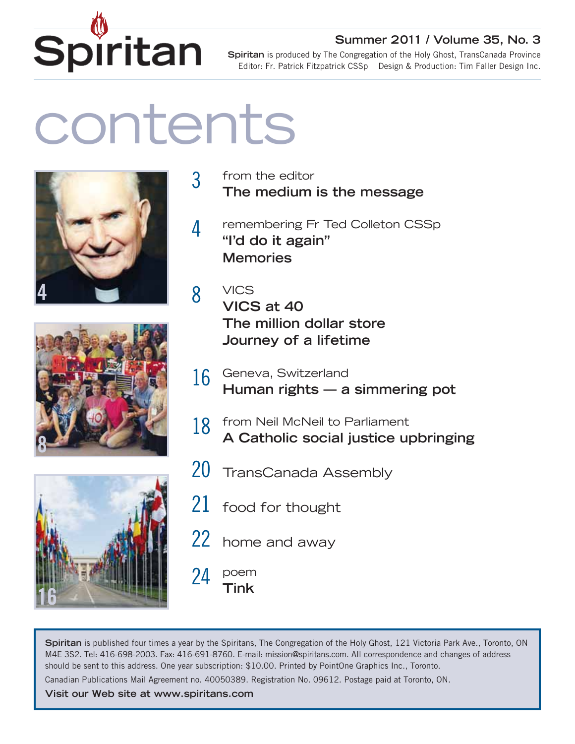# Spiritan

**Summer 2011 / Volume 35, No. 3**

**Spiritan** is produced by The Congregation of the Holy Ghost, TransCanada Province
Editor: Fr. Patrick Fitzpatrick CSSp Design & Production: Tim Faller Design Inc.

# contents

**3** from the editor
**The medium is the message**

**4** remembering Fr Ted Colleton CSSp
**"I'd do it again"**
**Memories**

**8** VICS
**VICS at 40**
**The million dollar store**
**Journey of a lifetime**

**16** Geneva, Switzerland
**Human rights — a simmering pot**

**18** from Neil McNeil to Parliament
**A Catholic social justice upbringing**

**20** TransCanada Assembly

**21** food for thought

**22** home and away

**24** poem
**Tink**

4

8

16

**Spiritan** is published four times a year by the Spiritans, The Congregation of the Holy Ghost, 121 Victoria Park Ave., Toronto, ON M4E 3S2. Tel: 416-698-2003. Fax: 416-691-8760. E-mail: mission@spiritans.com. All correspondence and changes of address should be sent to this address. One year subscription: $10.00. Printed by PointOne Graphics Inc., Toronto.

Canadian Publications Mail Agreement no. 40050389. Registration No. 09612. Postage paid at Toronto, ON.

**Visit our Web site at www.spiritans.com**